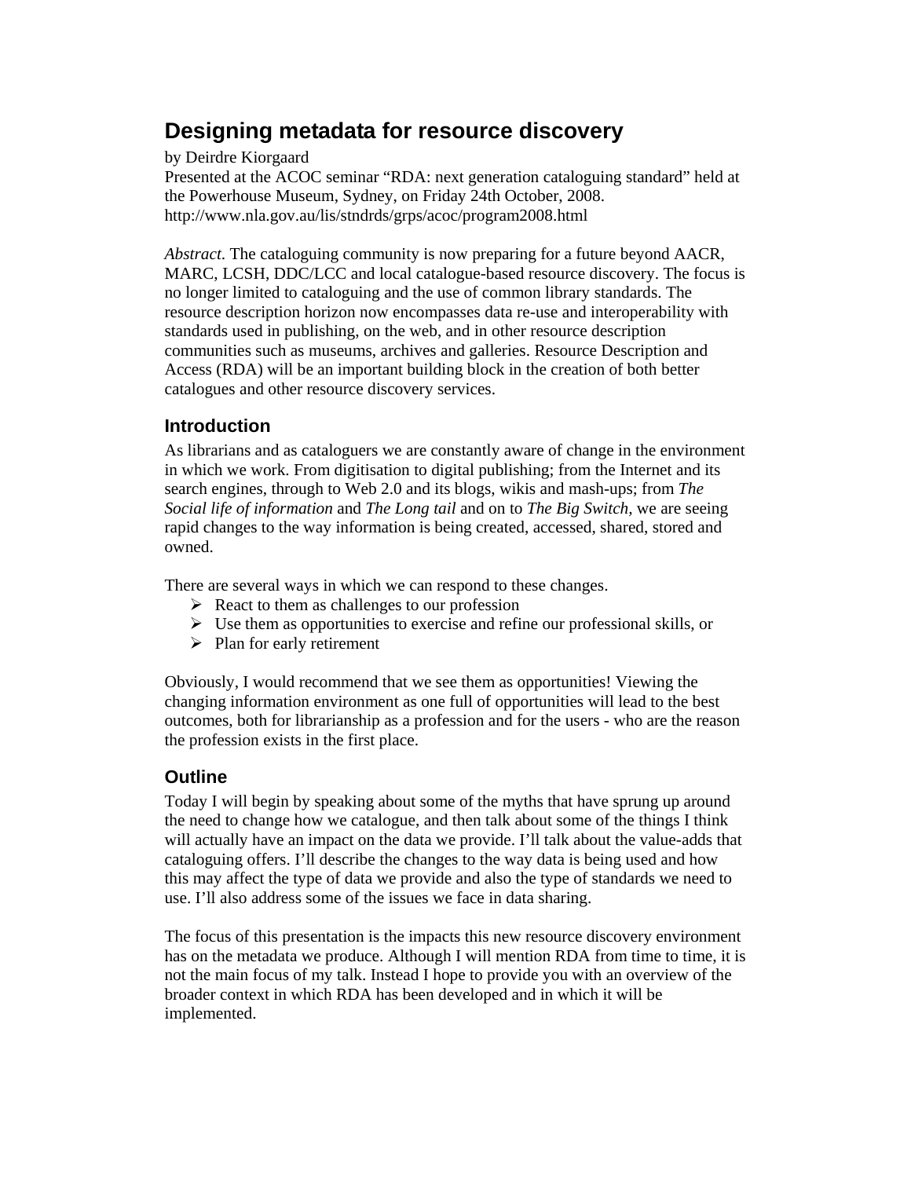# Designing metadata for resource discovery

by Deirdre Kiorgaard
Presented at the ACOC seminar "RDA: next generation cataloguing standard" held at the Powerhouse Museum, Sydney, on Friday 24th October, 2008.
http://www.nla.gov.au/lis/stndrds/grps/acoc/program2008.html

*Abstract*. The cataloguing community is now preparing for a future beyond AACR, MARC, LCSH, DDC/LCC and local catalogue-based resource discovery. The focus is no longer limited to cataloguing and the use of common library standards. The resource description horizon now encompasses data re-use and interoperability with standards used in publishing, on the web, and in other resource description communities such as museums, archives and galleries. Resource Description and Access (RDA) will be an important building block in the creation of both better catalogues and other resource discovery services.

## Introduction

As librarians and as cataloguers we are constantly aware of change in the environment in which we work. From digitisation to digital publishing; from the Internet and its search engines, through to Web 2.0 and its blogs, wikis and mash-ups; from *The Social life of information* and *The Long tail* and on to *The Big Switch*, we are seeing rapid changes to the way information is being created, accessed, shared, stored and owned.

There are several ways in which we can respond to these changes.

- React to them as challenges to our profession
- Use them as opportunities to exercise and refine our professional skills, or
- Plan for early retirement

Obviously, I would recommend that we see them as opportunities! Viewing the changing information environment as one full of opportunities will lead to the best outcomes, both for librarianship as a profession and for the users - who are the reason the profession exists in the first place.

## Outline

Today I will begin by speaking about some of the myths that have sprung up around the need to change how we catalogue, and then talk about some of the things I think will actually have an impact on the data we provide. I'll talk about the value-adds that cataloguing offers. I'll describe the changes to the way data is being used and how this may affect the type of data we provide and also the type of standards we need to use. I'll also address some of the issues we face in data sharing.

The focus of this presentation is the impacts this new resource discovery environment has on the metadata we produce. Although I will mention RDA from time to time, it is not the main focus of my talk. Instead I hope to provide you with an overview of the broader context in which RDA has been developed and in which it will be implemented.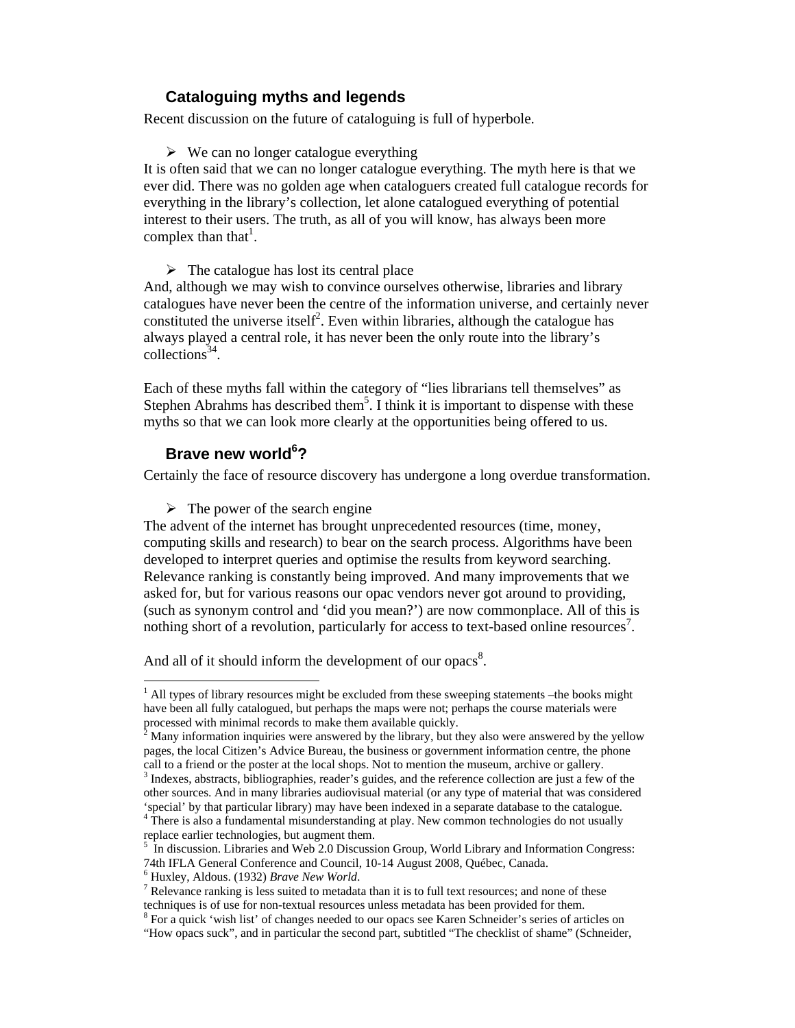## Cataloguing myths and legends

Recent discussion on the future of cataloguing is full of hyperbole.

- We can no longer catalogue everything

It is often said that we can no longer catalogue everything. The myth here is that we ever did. There was no golden age when cataloguers created full catalogue records for everything in the library's collection, let alone catalogued everything of potential interest to their users. The truth, as all of you will know, has always been more complex than that[1].

- The catalogue has lost its central place

And, although we may wish to convince ourselves otherwise, libraries and library catalogues have never been the centre of the information universe, and certainly never constituted the universe itself[2]. Even within libraries, although the catalogue has always played a central role, it has never been the only route into the library's collections[3][4].

Each of these myths fall within the category of "lies librarians tell themselves" as Stephen Abrahms has described them[5]. I think it is important to dispense with these myths so that we can look more clearly at the opportunities being offered to us.

## Brave new world[6]?

Certainly the face of resource discovery has undergone a long overdue transformation.

- The power of the search engine

The advent of the internet has brought unprecedented resources (time, money, computing skills and research) to bear on the search process. Algorithms have been developed to interpret queries and optimise the results from keyword searching. Relevance ranking is constantly being improved. And many improvements that we asked for, but for various reasons our opac vendors never got around to providing, (such as synonym control and 'did you mean?') are now commonplace. All of this is nothing short of a revolution, particularly for access to text-based online resources[7].

And all of it should inform the development of our opacs[8].

---

[1] All types of library resources might be excluded from these sweeping statements –the books might have been all fully catalogued, but perhaps the maps were not; perhaps the course materials were processed with minimal records to make them available quickly.

[2] Many information inquiries were answered by the library, but they also were answered by the yellow pages, the local Citizen's Advice Bureau, the business or government information centre, the phone call to a friend or the poster at the local shops. Not to mention the museum, archive or gallery.

[3] Indexes, abstracts, bibliographies, reader's guides, and the reference collection are just a few of the other sources. And in many libraries audiovisual material (or any type of material that was considered 'special' by that particular library) may have been indexed in a separate database to the catalogue.

[4] There is also a fundamental misunderstanding at play. New common technologies do not usually replace earlier technologies, but augment them.

[5] In discussion. Libraries and Web 2.0 Discussion Group, World Library and Information Congress: 74th IFLA General Conference and Council, 10-14 August 2008, Québec, Canada.

[6] Huxley, Aldous. (1932) *Brave New World*.

[7] Relevance ranking is less suited to metadata than it is to full text resources; and none of these techniques is of use for non-textual resources unless metadata has been provided for them.

[8] For a quick 'wish list' of changes needed to our opacs see Karen Schneider's series of articles on "How opacs suck", and in particular the second part, subtitled "The checklist of shame" (Schneider,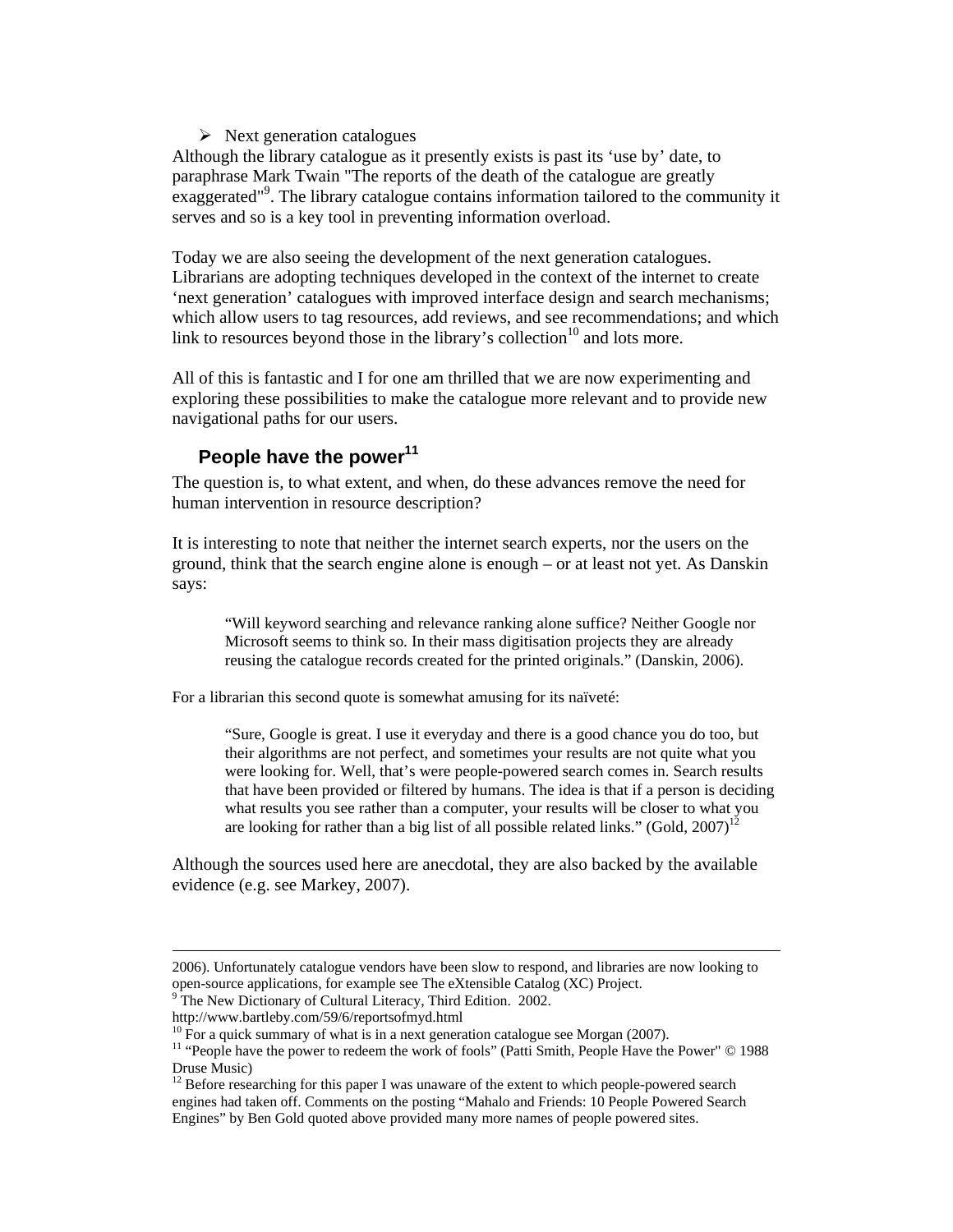- Next generation catalogues

Although the library catalogue as it presently exists is past its 'use by' date, to paraphrase Mark Twain "The reports of the death of the catalogue are greatly exaggerated"[9]. The library catalogue contains information tailored to the community it serves and so is a key tool in preventing information overload.

Today we are also seeing the development of the next generation catalogues. Librarians are adopting techniques developed in the context of the internet to create 'next generation' catalogues with improved interface design and search mechanisms; which allow users to tag resources, add reviews, and see recommendations; and which link to resources beyond those in the library's collection[10] and lots more.

All of this is fantastic and I for one am thrilled that we are now experimenting and exploring these possibilities to make the catalogue more relevant and to provide new navigational paths for our users.

## People have the power[11]

The question is, to what extent, and when, do these advances remove the need for human intervention in resource description?

It is interesting to note that neither the internet search experts, nor the users on the ground, think that the search engine alone is enough – or at least not yet. As Danskin says:

> "Will keyword searching and relevance ranking alone suffice? Neither Google nor Microsoft seems to think so. In their mass digitisation projects they are already reusing the catalogue records created for the printed originals." (Danskin, 2006).

For a librarian this second quote is somewhat amusing for its naïveté:

> "Sure, Google is great. I use it everyday and there is a good chance you do too, but their algorithms are not perfect, and sometimes your results are not quite what you were looking for. Well, that's were people-powered search comes in. Search results that have been provided or filtered by humans. The idea is that if a person is deciding what results you see rather than a computer, your results will be closer to what you are looking for rather than a big list of all possible related links." (Gold, 2007)[12]

Although the sources used here are anecdotal, they are also backed by the available evidence (e.g. see Markey, 2007).

---

2006). Unfortunately catalogue vendors have been slow to respond, and libraries are now looking to open-source applications, for example see The eXtensible Catalog (XC) Project.

[9] The New Dictionary of Cultural Literacy, Third Edition. 2002. http://www.bartleby.com/59/6/reportsofmyd.html

[10] For a quick summary of what is in a next generation catalogue see Morgan (2007).

[11] "People have the power to redeem the work of fools" (Patti Smith, People Have the Power" © 1988 Druse Music)

[12] Before researching for this paper I was unaware of the extent to which people-powered search engines had taken off. Comments on the posting "Mahalo and Friends: 10 People Powered Search Engines" by Ben Gold quoted above provided many more names of people powered sites.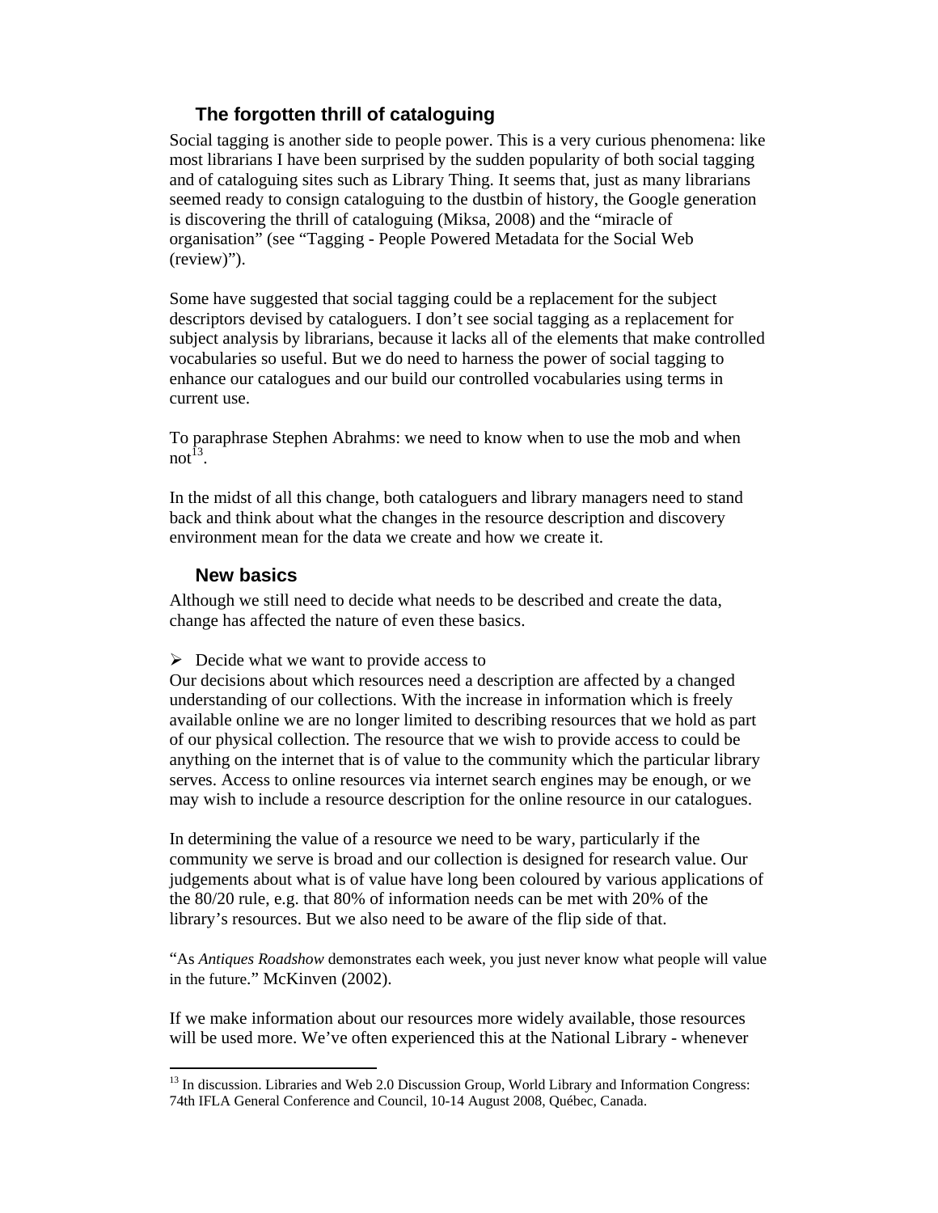### The forgotten thrill of cataloguing

Social tagging is another side to people power. This is a very curious phenomena: like most librarians I have been surprised by the sudden popularity of both social tagging and of cataloguing sites such as Library Thing. It seems that, just as many librarians seemed ready to consign cataloguing to the dustbin of history, the Google generation is discovering the thrill of cataloguing (Miksa, 2008) and the "miracle of organisation" (see "Tagging - People Powered Metadata for the Social Web (review)").

Some have suggested that social tagging could be a replacement for the subject descriptors devised by cataloguers. I don't see social tagging as a replacement for subject analysis by librarians, because it lacks all of the elements that make controlled vocabularies so useful. But we do need to harness the power of social tagging to enhance our catalogues and our build our controlled vocabularies using terms in current use.

To paraphrase Stephen Abrahms: we need to know when to use the mob and when not[13].

In the midst of all this change, both cataloguers and library managers need to stand back and think about what the changes in the resource description and discovery environment mean for the data we create and how we create it.

### New basics

Although we still need to decide what needs to be described and create the data, change has affected the nature of even these basics.

- Decide what we want to provide access to

Our decisions about which resources need a description are affected by a changed understanding of our collections. With the increase in information which is freely available online we are no longer limited to describing resources that we hold as part of our physical collection. The resource that we wish to provide access to could be anything on the internet that is of value to the community which the particular library serves. Access to online resources via internet search engines may be enough, or we may wish to include a resource description for the online resource in our catalogues.

In determining the value of a resource we need to be wary, particularly if the community we serve is broad and our collection is designed for research value. Our judgements about what is of value have long been coloured by various applications of the 80/20 rule, e.g. that 80% of information needs can be met with 20% of the library's resources. But we also need to be aware of the flip side of that.

"As *Antiques Roadshow* demonstrates each week, you just never know what people will value in the future." McKinven (2002).

If we make information about our resources more widely available, those resources will be used more. We've often experienced this at the National Library - whenever

---

[13] In discussion. Libraries and Web 2.0 Discussion Group, World Library and Information Congress: 74th IFLA General Conference and Council, 10-14 August 2008, Québec, Canada.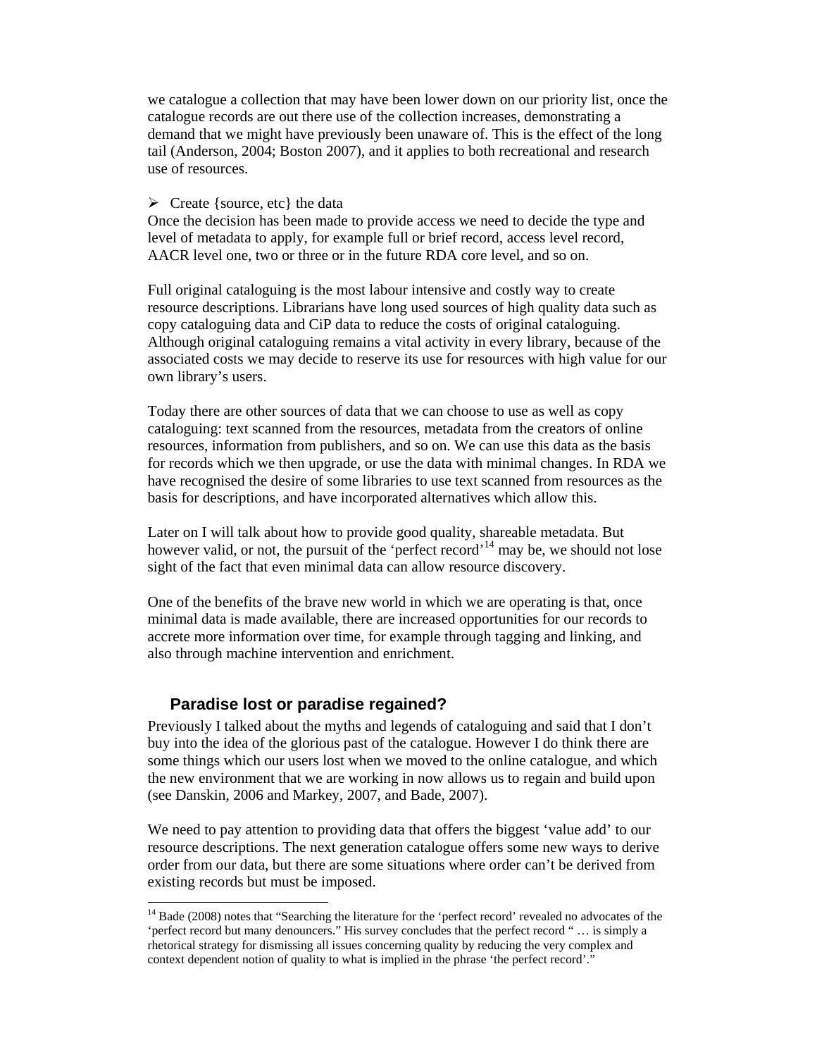we catalogue a collection that may have been lower down on our priority list, once the catalogue records are out there use of the collection increases, demonstrating a demand that we might have previously been unaware of. This is the effect of the long tail (Anderson, 2004; Boston 2007), and it applies to both recreational and research use of resources.

- Create {source, etc} the data

Once the decision has been made to provide access we need to decide the type and level of metadata to apply, for example full or brief record, access level record, AACR level one, two or three or in the future RDA core level, and so on.

Full original cataloguing is the most labour intensive and costly way to create resource descriptions. Librarians have long used sources of high quality data such as copy cataloguing data and CiP data to reduce the costs of original cataloguing. Although original cataloguing remains a vital activity in every library, because of the associated costs we may decide to reserve its use for resources with high value for our own library's users.

Today there are other sources of data that we can choose to use as well as copy cataloguing: text scanned from the resources, metadata from the creators of online resources, information from publishers, and so on. We can use this data as the basis for records which we then upgrade, or use the data with minimal changes. In RDA we have recognised the desire of some libraries to use text scanned from resources as the basis for descriptions, and have incorporated alternatives which allow this.

Later on I will talk about how to provide good quality, shareable metadata. But however valid, or not, the pursuit of the 'perfect record'[14] may be, we should not lose sight of the fact that even minimal data can allow resource discovery.

One of the benefits of the brave new world in which we are operating is that, once minimal data is made available, there are increased opportunities for our records to accrete more information over time, for example through tagging and linking, and also through machine intervention and enrichment.

## Paradise lost or paradise regained?

Previously I talked about the myths and legends of cataloguing and said that I don't buy into the idea of the glorious past of the catalogue. However I do think there are some things which our users lost when we moved to the online catalogue, and which the new environment that we are working in now allows us to regain and build upon (see Danskin, 2006 and Markey, 2007, and Bade, 2007).

We need to pay attention to providing data that offers the biggest 'value add' to our resource descriptions. The next generation catalogue offers some new ways to derive order from our data, but there are some situations where order can't be derived from existing records but must be imposed.

---

[14] Bade (2008) notes that "Searching the literature for the 'perfect record' revealed no advocates of the 'perfect record but many denouncers." His survey concludes that the perfect record " … is simply a rhetorical strategy for dismissing all issues concerning quality by reducing the very complex and context dependent notion of quality to what is implied in the phrase 'the perfect record'."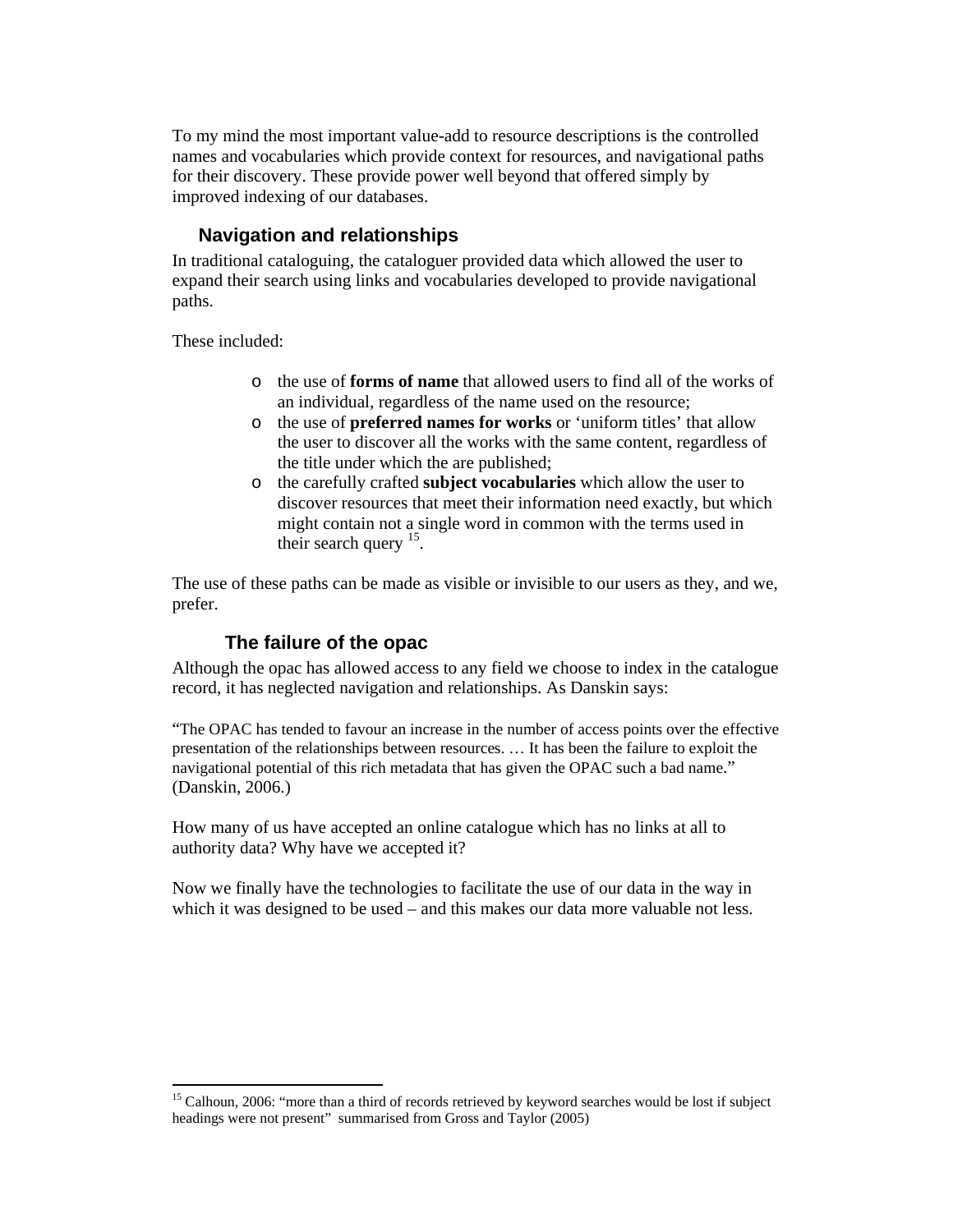To my mind the most important value-add to resource descriptions is the controlled names and vocabularies which provide context for resources, and navigational paths for their discovery. These provide power well beyond that offered simply by improved indexing of our databases.

### Navigation and relationships

In traditional cataloguing, the cataloguer provided data which allowed the user to expand their search using links and vocabularies developed to provide navigational paths.

These included:

- the use of **forms of name** that allowed users to find all of the works of an individual, regardless of the name used on the resource;
- the use of **preferred names for works** or 'uniform titles' that allow the user to discover all the works with the same content, regardless of the title under which the are published;
- the carefully crafted **subject vocabularies** which allow the user to discover resources that meet their information need exactly, but which might contain not a single word in common with the terms used in their search query [15].

The use of these paths can be made as visible or invisible to our users as they, and we, prefer.

#### The failure of the opac

Although the opac has allowed access to any field we choose to index in the catalogue record, it has neglected navigation and relationships. As Danskin says:

"The OPAC has tended to favour an increase in the number of access points over the effective presentation of the relationships between resources. … It has been the failure to exploit the navigational potential of this rich metadata that has given the OPAC such a bad name." (Danskin, 2006.)

How many of us have accepted an online catalogue which has no links at all to authority data? Why have we accepted it?

Now we finally have the technologies to facilitate the use of our data in the way in which it was designed to be used – and this makes our data more valuable not less.

---

[15] Calhoun, 2006: "more than a third of records retrieved by keyword searches would be lost if subject headings were not present" summarised from Gross and Taylor (2005)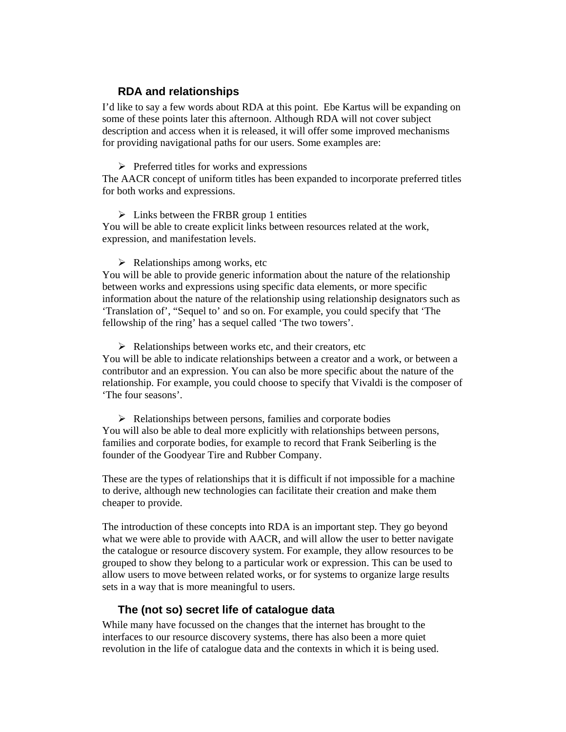## RDA and relationships

I'd like to say a few words about RDA at this point. Ebe Kartus will be expanding on some of these points later this afternoon. Although RDA will not cover subject description and access when it is released, it will offer some improved mechanisms for providing navigational paths for our users. Some examples are:

- Preferred titles for works and expressions

The AACR concept of uniform titles has been expanded to incorporate preferred titles for both works and expressions.

- Links between the FRBR group 1 entities

You will be able to create explicit links between resources related at the work, expression, and manifestation levels.

- Relationships among works, etc

You will be able to provide generic information about the nature of the relationship between works and expressions using specific data elements, or more specific information about the nature of the relationship using relationship designators such as 'Translation of', "Sequel to' and so on. For example, you could specify that 'The fellowship of the ring' has a sequel called 'The two towers'.

- Relationships between works etc, and their creators, etc

You will be able to indicate relationships between a creator and a work, or between a contributor and an expression. You can also be more specific about the nature of the relationship. For example, you could choose to specify that Vivaldi is the composer of 'The four seasons'.

- Relationships between persons, families and corporate bodies

You will also be able to deal more explicitly with relationships between persons, families and corporate bodies, for example to record that Frank Seiberling is the founder of the Goodyear Tire and Rubber Company.

These are the types of relationships that it is difficult if not impossible for a machine to derive, although new technologies can facilitate their creation and make them cheaper to provide.

The introduction of these concepts into RDA is an important step. They go beyond what we were able to provide with AACR, and will allow the user to better navigate the catalogue or resource discovery system. For example, they allow resources to be grouped to show they belong to a particular work or expression. This can be used to allow users to move between related works, or for systems to organize large results sets in a way that is more meaningful to users.

## The (not so) secret life of catalogue data

While many have focussed on the changes that the internet has brought to the interfaces to our resource discovery systems, there has also been a more quiet revolution in the life of catalogue data and the contexts in which it is being used.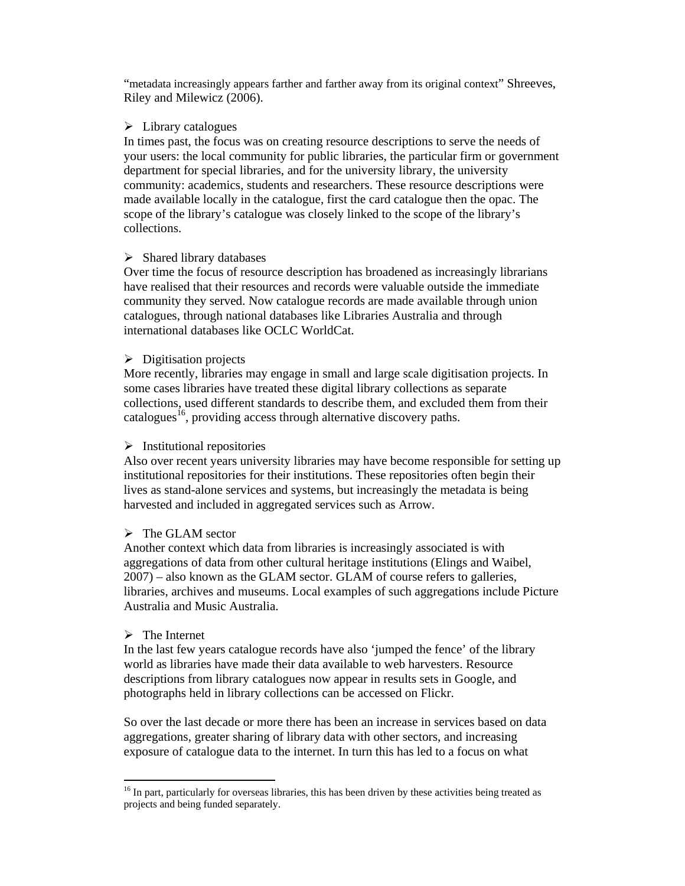"metadata increasingly appears farther and farther away from its original context" Shreeves, Riley and Milewicz (2006).

- Library catalogues

In times past, the focus was on creating resource descriptions to serve the needs of your users: the local community for public libraries, the particular firm or government department for special libraries, and for the university library, the university community: academics, students and researchers. These resource descriptions were made available locally in the catalogue, first the card catalogue then the opac. The scope of the library's catalogue was closely linked to the scope of the library's collections.

- Shared library databases

Over time the focus of resource description has broadened as increasingly librarians have realised that their resources and records were valuable outside the immediate community they served. Now catalogue records are made available through union catalogues, through national databases like Libraries Australia and through international databases like OCLC WorldCat.

- Digitisation projects

More recently, libraries may engage in small and large scale digitisation projects. In some cases libraries have treated these digital library collections as separate collections, used different standards to describe them, and excluded them from their catalogues[16], providing access through alternative discovery paths.

- Institutional repositories

Also over recent years university libraries may have become responsible for setting up institutional repositories for their institutions. These repositories often begin their lives as stand-alone services and systems, but increasingly the metadata is being harvested and included in aggregated services such as Arrow.

- The GLAM sector

Another context which data from libraries is increasingly associated is with aggregations of data from other cultural heritage institutions (Elings and Waibel, 2007) – also known as the GLAM sector. GLAM of course refers to galleries, libraries, archives and museums. Local examples of such aggregations include Picture Australia and Music Australia.

- The Internet

In the last few years catalogue records have also 'jumped the fence' of the library world as libraries have made their data available to web harvesters. Resource descriptions from library catalogues now appear in results sets in Google, and photographs held in library collections can be accessed on Flickr.

So over the last decade or more there has been an increase in services based on data aggregations, greater sharing of library data with other sectors, and increasing exposure of catalogue data to the internet. In turn this has led to a focus on what

---

[16] In part, particularly for overseas libraries, this has been driven by these activities being treated as projects and being funded separately.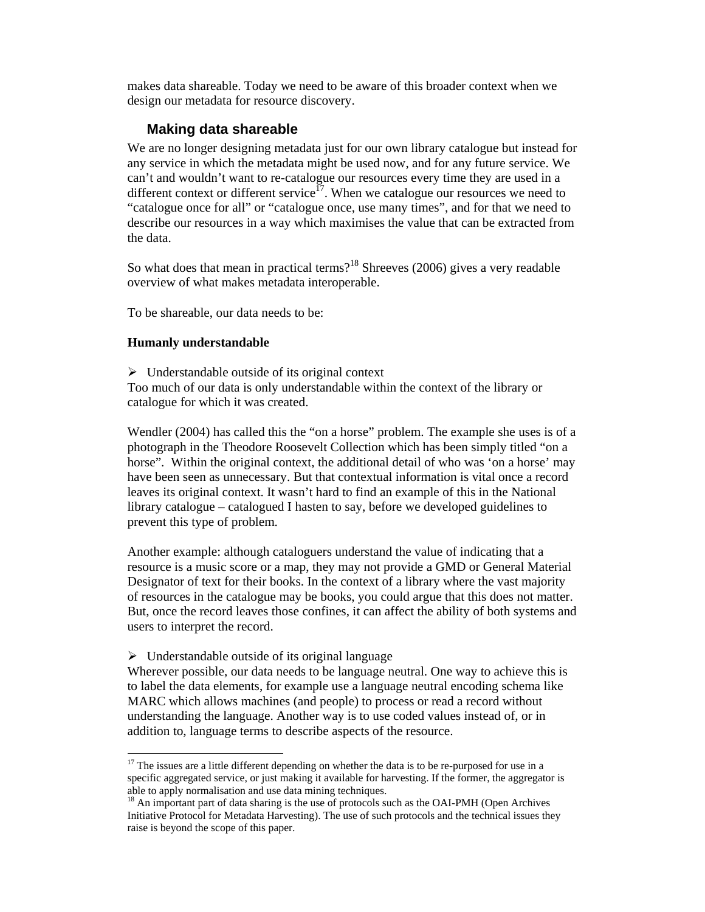makes data shareable. Today we need to be aware of this broader context when we design our metadata for resource discovery.

## Making data shareable

We are no longer designing metadata just for our own library catalogue but instead for any service in which the metadata might be used now, and for any future service. We can't and wouldn't want to re-catalogue our resources every time they are used in a different context or different service[17]. When we catalogue our resources we need to "catalogue once for all" or "catalogue once, use many times", and for that we need to describe our resources in a way which maximises the value that can be extracted from the data.

So what does that mean in practical terms?[18] Shreeves (2006) gives a very readable overview of what makes metadata interoperable.

To be shareable, our data needs to be:

**Humanly understandable**

- Understandable outside of its original context

Too much of our data is only understandable within the context of the library or catalogue for which it was created.

Wendler (2004) has called this the "on a horse" problem. The example she uses is of a photograph in the Theodore Roosevelt Collection which has been simply titled "on a horse". Within the original context, the additional detail of who was 'on a horse' may have been seen as unnecessary. But that contextual information is vital once a record leaves its original context. It wasn't hard to find an example of this in the National library catalogue – catalogued I hasten to say, before we developed guidelines to prevent this type of problem.

Another example: although cataloguers understand the value of indicating that a resource is a music score or a map, they may not provide a GMD or General Material Designator of text for their books. In the context of a library where the vast majority of resources in the catalogue may be books, you could argue that this does not matter. But, once the record leaves those confines, it can affect the ability of both systems and users to interpret the record.

- Understandable outside of its original language

Wherever possible, our data needs to be language neutral. One way to achieve this is to label the data elements, for example use a language neutral encoding schema like MARC which allows machines (and people) to process or read a record without understanding the language. Another way is to use coded values instead of, or in addition to, language terms to describe aspects of the resource.

[17] The issues are a little different depending on whether the data is to be re-purposed for use in a specific aggregated service, or just making it available for harvesting. If the former, the aggregator is able to apply normalisation and use data mining techniques.

[18] An important part of data sharing is the use of protocols such as the OAI-PMH (Open Archives Initiative Protocol for Metadata Harvesting). The use of such protocols and the technical issues they raise is beyond the scope of this paper.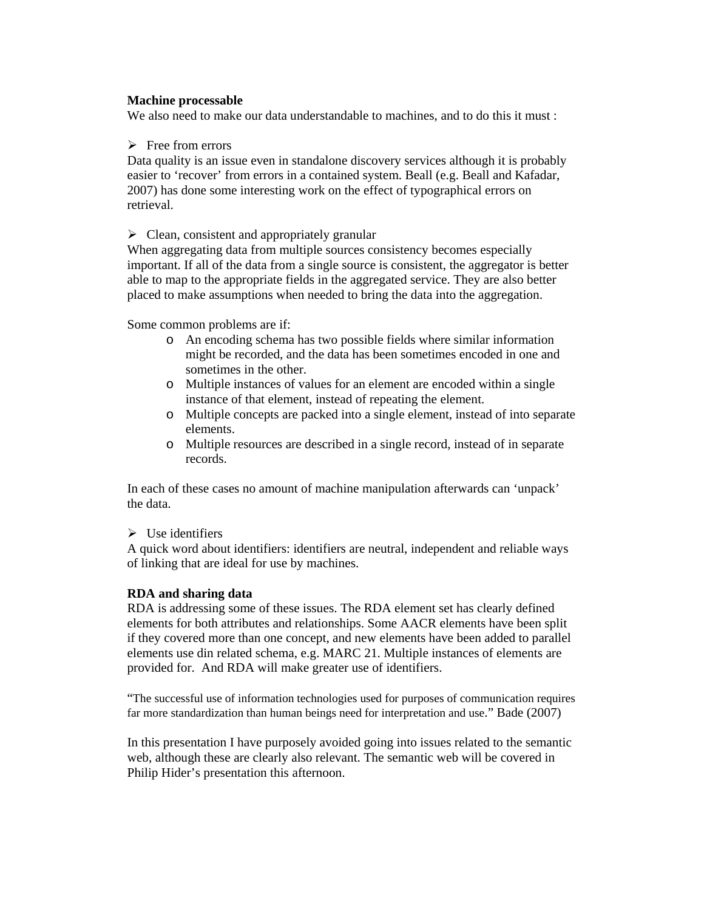**Machine processable**

We also need to make our data understandable to machines, and to do this it must :

- Free from errors

Data quality is an issue even in standalone discovery services although it is probably easier to 'recover' from errors in a contained system. Beall (e.g. Beall and Kafadar, 2007) has done some interesting work on the effect of typographical errors on retrieval.

- Clean, consistent and appropriately granular

When aggregating data from multiple sources consistency becomes especially important. If all of the data from a single source is consistent, the aggregator is better able to map to the appropriate fields in the aggregated service. They are also better placed to make assumptions when needed to bring the data into the aggregation.

Some common problems are if:

- An encoding schema has two possible fields where similar information might be recorded, and the data has been sometimes encoded in one and sometimes in the other.
- Multiple instances of values for an element are encoded within a single instance of that element, instead of repeating the element.
- Multiple concepts are packed into a single element, instead of into separate elements.
- Multiple resources are described in a single record, instead of in separate records.

In each of these cases no amount of machine manipulation afterwards can 'unpack' the data.

- Use identifiers

A quick word about identifiers: identifiers are neutral, independent and reliable ways of linking that are ideal for use by machines.

**RDA and sharing data**

RDA is addressing some of these issues. The RDA element set has clearly defined elements for both attributes and relationships. Some AACR elements have been split if they covered more than one concept, and new elements have been added to parallel elements use din related schema, e.g. MARC 21. Multiple instances of elements are provided for. And RDA will make greater use of identifiers.

"The successful use of information technologies used for purposes of communication requires far more standardization than human beings need for interpretation and use." Bade (2007)

In this presentation I have purposely avoided going into issues related to the semantic web, although these are clearly also relevant. The semantic web will be covered in Philip Hider's presentation this afternoon.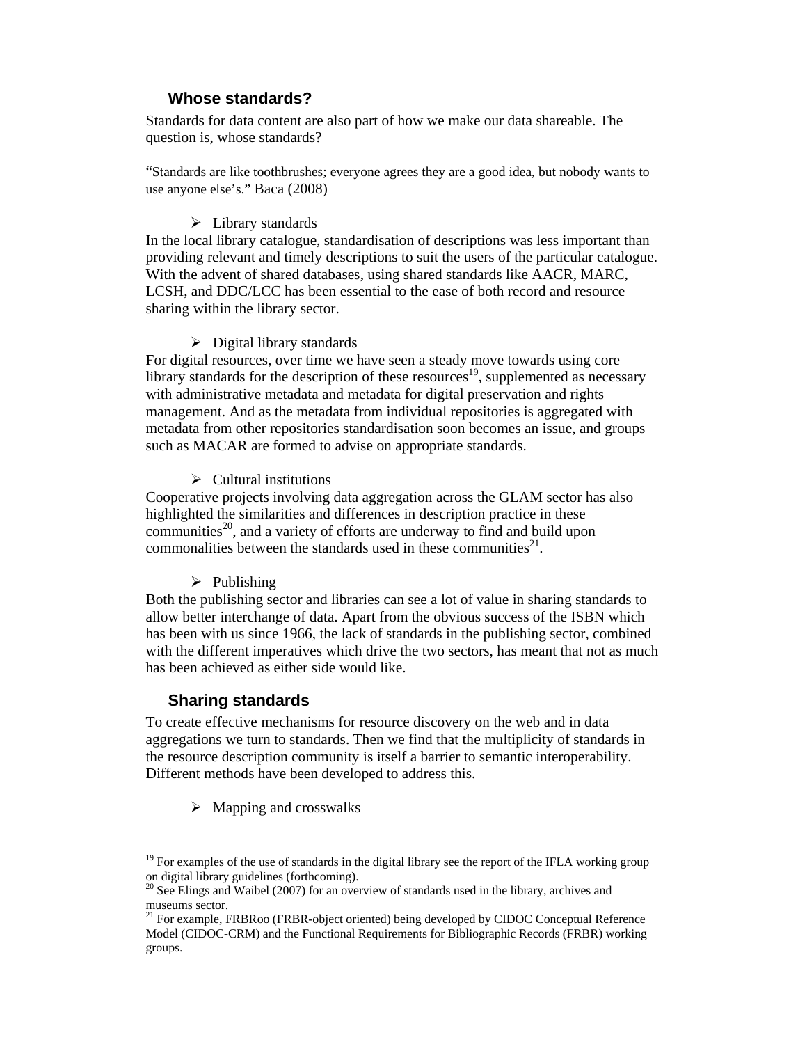## Whose standards?

Standards for data content are also part of how we make our data shareable. The question is, whose standards?

"Standards are like toothbrushes; everyone agrees they are a good idea, but nobody wants to use anyone else's." Baca (2008)

- Library standards

In the local library catalogue, standardisation of descriptions was less important than providing relevant and timely descriptions to suit the users of the particular catalogue. With the advent of shared databases, using shared standards like AACR, MARC, LCSH, and DDC/LCC has been essential to the ease of both record and resource sharing within the library sector.

- Digital library standards

For digital resources, over time we have seen a steady move towards using core library standards for the description of these resources[19], supplemented as necessary with administrative metadata and metadata for digital preservation and rights management. And as the metadata from individual repositories is aggregated with metadata from other repositories standardisation soon becomes an issue, and groups such as MACAR are formed to advise on appropriate standards.

- Cultural institutions

Cooperative projects involving data aggregation across the GLAM sector has also highlighted the similarities and differences in description practice in these communities[20], and a variety of efforts are underway to find and build upon commonalities between the standards used in these communities[21].

- Publishing

Both the publishing sector and libraries can see a lot of value in sharing standards to allow better interchange of data. Apart from the obvious success of the ISBN which has been with us since 1966, the lack of standards in the publishing sector, combined with the different imperatives which drive the two sectors, has meant that not as much has been achieved as either side would like.

## Sharing standards

To create effective mechanisms for resource discovery on the web and in data aggregations we turn to standards. Then we find that the multiplicity of standards in the resource description community is itself a barrier to semantic interoperability. Different methods have been developed to address this.

- Mapping and crosswalks

---

[19] For examples of the use of standards in the digital library see the report of the IFLA working group on digital library guidelines (forthcoming).

[20] See Elings and Waibel (2007) for an overview of standards used in the library, archives and museums sector.

[21] For example, FRBRoo (FRBR-object oriented) being developed by CIDOC Conceptual Reference Model (CIDOC-CRM) and the Functional Requirements for Bibliographic Records (FRBR) working groups.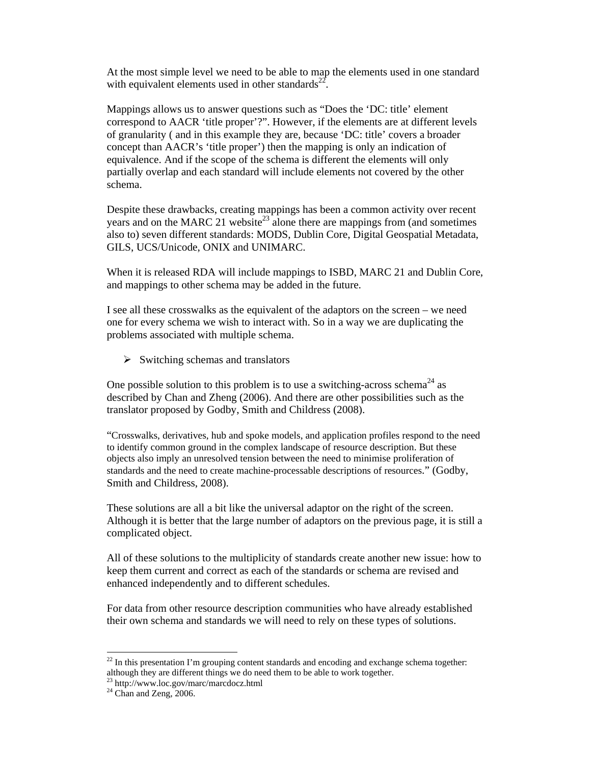At the most simple level we need to be able to map the elements used in one standard with equivalent elements used in other standards[22].

Mappings allows us to answer questions such as “Does the ‘DC: title’ element correspond to AACR ‘title proper’?”. However, if the elements are at different levels of granularity ( and in this example they are, because ‘DC: title’ covers a broader concept than AACR’s ‘title proper’) then the mapping is only an indication of equivalence. And if the scope of the schema is different the elements will only partially overlap and each standard will include elements not covered by the other schema.

Despite these drawbacks, creating mappings has been a common activity over recent years and on the MARC 21 website[23] alone there are mappings from (and sometimes also to) seven different standards: MODS, Dublin Core, Digital Geospatial Metadata, GILS, UCS/Unicode, ONIX and UNIMARC.

When it is released RDA will include mappings to ISBD, MARC 21 and Dublin Core, and mappings to other schema may be added in the future.

I see all these crosswalks as the equivalent of the adaptors on the screen – we need one for every schema we wish to interact with. So in a way we are duplicating the problems associated with multiple schema.

- Switching schemas and translators

One possible solution to this problem is to use a switching-across schema[24] as described by Chan and Zheng (2006). And there are other possibilities such as the translator proposed by Godby, Smith and Childress (2008).

“Crosswalks, derivatives, hub and spoke models, and application profiles respond to the need to identify common ground in the complex landscape of resource description. But these objects also imply an unresolved tension between the need to minimise proliferation of standards and the need to create machine-processable descriptions of resources.” (Godby, Smith and Childress, 2008).

These solutions are all a bit like the universal adaptor on the right of the screen. Although it is better that the large number of adaptors on the previous page, it is still a complicated object.

All of these solutions to the multiplicity of standards create another new issue: how to keep them current and correct as each of the standards or schema are revised and enhanced independently and to different schedules.

For data from other resource description communities who have already established their own schema and standards we will need to rely on these types of solutions.

---

[22] In this presentation I’m grouping content standards and encoding and exchange schema together: although they are different things we do need them to be able to work together.

[23] http://www.loc.gov/marc/marcdocz.html

[24] Chan and Zeng, 2006.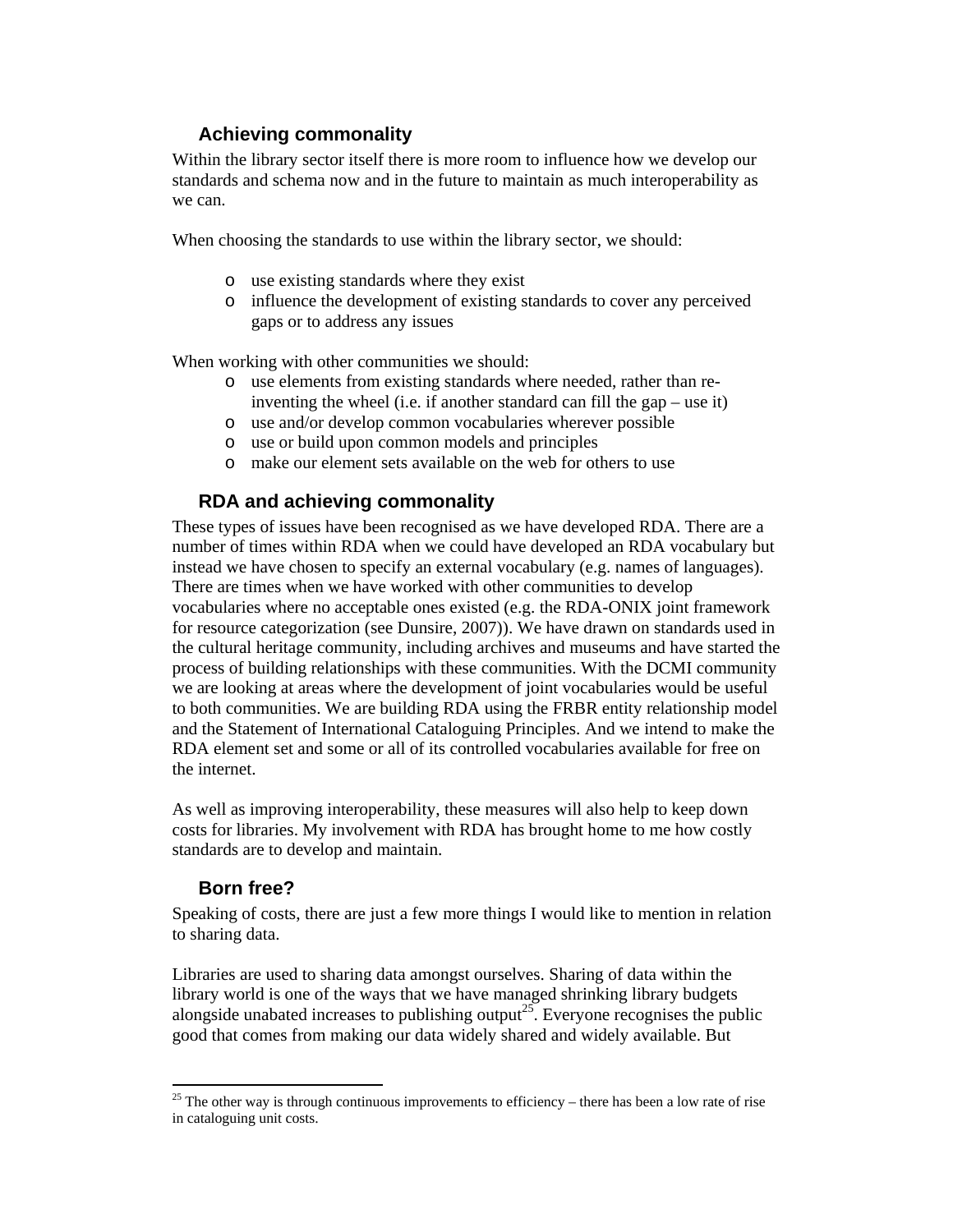## Achieving commonality

Within the library sector itself there is more room to influence how we develop our standards and schema now and in the future to maintain as much interoperability as we can.

When choosing the standards to use within the library sector, we should:

- use existing standards where they exist
- influence the development of existing standards to cover any perceived gaps or to address any issues

When working with other communities we should:

- use elements from existing standards where needed, rather than re-inventing the wheel (i.e. if another standard can fill the gap – use it)
- use and/or develop common vocabularies wherever possible
- use or build upon common models and principles
- make our element sets available on the web for others to use

## RDA and achieving commonality

These types of issues have been recognised as we have developed RDA. There are a number of times within RDA when we could have developed an RDA vocabulary but instead we have chosen to specify an external vocabulary (e.g. names of languages). There are times when we have worked with other communities to develop vocabularies where no acceptable ones existed (e.g. the RDA-ONIX joint framework for resource categorization (see Dunsire, 2007)). We have drawn on standards used in the cultural heritage community, including archives and museums and have started the process of building relationships with these communities. With the DCMI community we are looking at areas where the development of joint vocabularies would be useful to both communities. We are building RDA using the FRBR entity relationship model and the Statement of International Cataloguing Principles. And we intend to make the RDA element set and some or all of its controlled vocabularies available for free on the internet.

As well as improving interoperability, these measures will also help to keep down costs for libraries. My involvement with RDA has brought home to me how costly standards are to develop and maintain.

## Born free?

Speaking of costs, there are just a few more things I would like to mention in relation to sharing data.

Libraries are used to sharing data amongst ourselves. Sharing of data within the library world is one of the ways that we have managed shrinking library budgets alongside unabated increases to publishing output[25]. Everyone recognises the public good that comes from making our data widely shared and widely available. But

[25] The other way is through continuous improvements to efficiency – there has been a low rate of rise in cataloguing unit costs.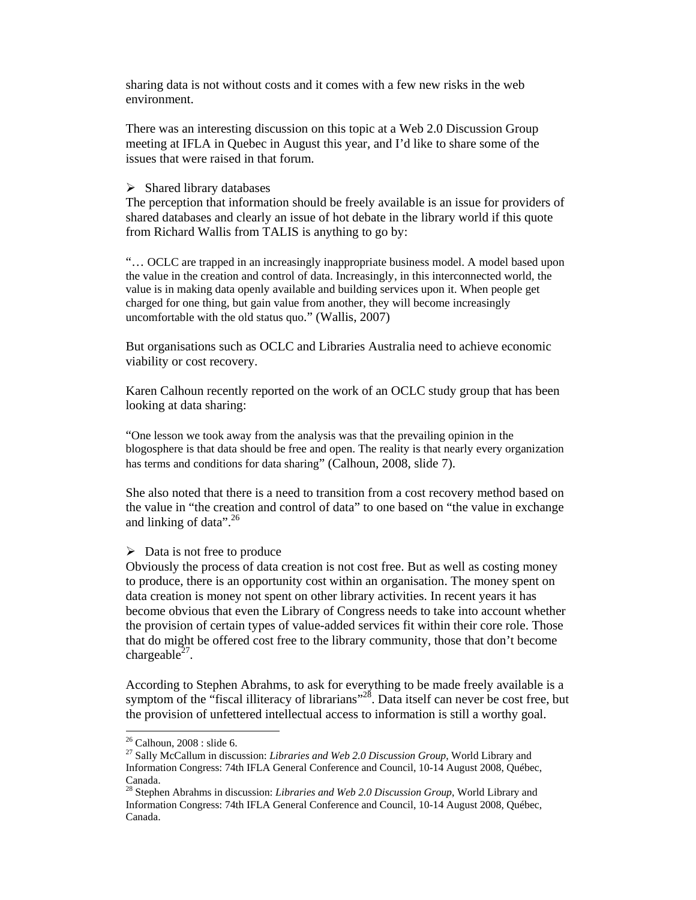sharing data is not without costs and it comes with a few new risks in the web environment.

There was an interesting discussion on this topic at a Web 2.0 Discussion Group meeting at IFLA in Quebec in August this year, and I'd like to share some of the issues that were raised in that forum.

- Shared library databases

The perception that information should be freely available is an issue for providers of shared databases and clearly an issue of hot debate in the library world if this quote from Richard Wallis from TALIS is anything to go by:

"… OCLC are trapped in an increasingly inappropriate business model. A model based upon the value in the creation and control of data. Increasingly, in this interconnected world, the value is in making data openly available and building services upon it. When people get charged for one thing, but gain value from another, they will become increasingly uncomfortable with the old status quo." (Wallis, 2007)

But organisations such as OCLC and Libraries Australia need to achieve economic viability or cost recovery.

Karen Calhoun recently reported on the work of an OCLC study group that has been looking at data sharing:

"One lesson we took away from the analysis was that the prevailing opinion in the blogosphere is that data should be free and open. The reality is that nearly every organization has terms and conditions for data sharing" (Calhoun, 2008, slide 7).

She also noted that there is a need to transition from a cost recovery method based on the value in "the creation and control of data" to one based on "the value in exchange and linking of data".[26]

- Data is not free to produce

Obviously the process of data creation is not cost free. But as well as costing money to produce, there is an opportunity cost within an organisation. The money spent on data creation is money not spent on other library activities. In recent years it has become obvious that even the Library of Congress needs to take into account whether the provision of certain types of value-added services fit within their core role. Those that do might be offered cost free to the library community, those that don't become chargeable[27].

According to Stephen Abrahms, to ask for everything to be made freely available is a symptom of the "fiscal illiteracy of librarians"[28]. Data itself can never be cost free, but the provision of unfettered intellectual access to information is still a worthy goal.

---

[26] Calhoun, 2008 : slide 6.

[27] Sally McCallum in discussion: *Libraries and Web 2.0 Discussion Group*, World Library and Information Congress: 74th IFLA General Conference and Council, 10-14 August 2008, Québec, Canada.

[28] Stephen Abrahms in discussion: *Libraries and Web 2.0 Discussion Group*, World Library and Information Congress: 74th IFLA General Conference and Council, 10-14 August 2008, Québec, Canada.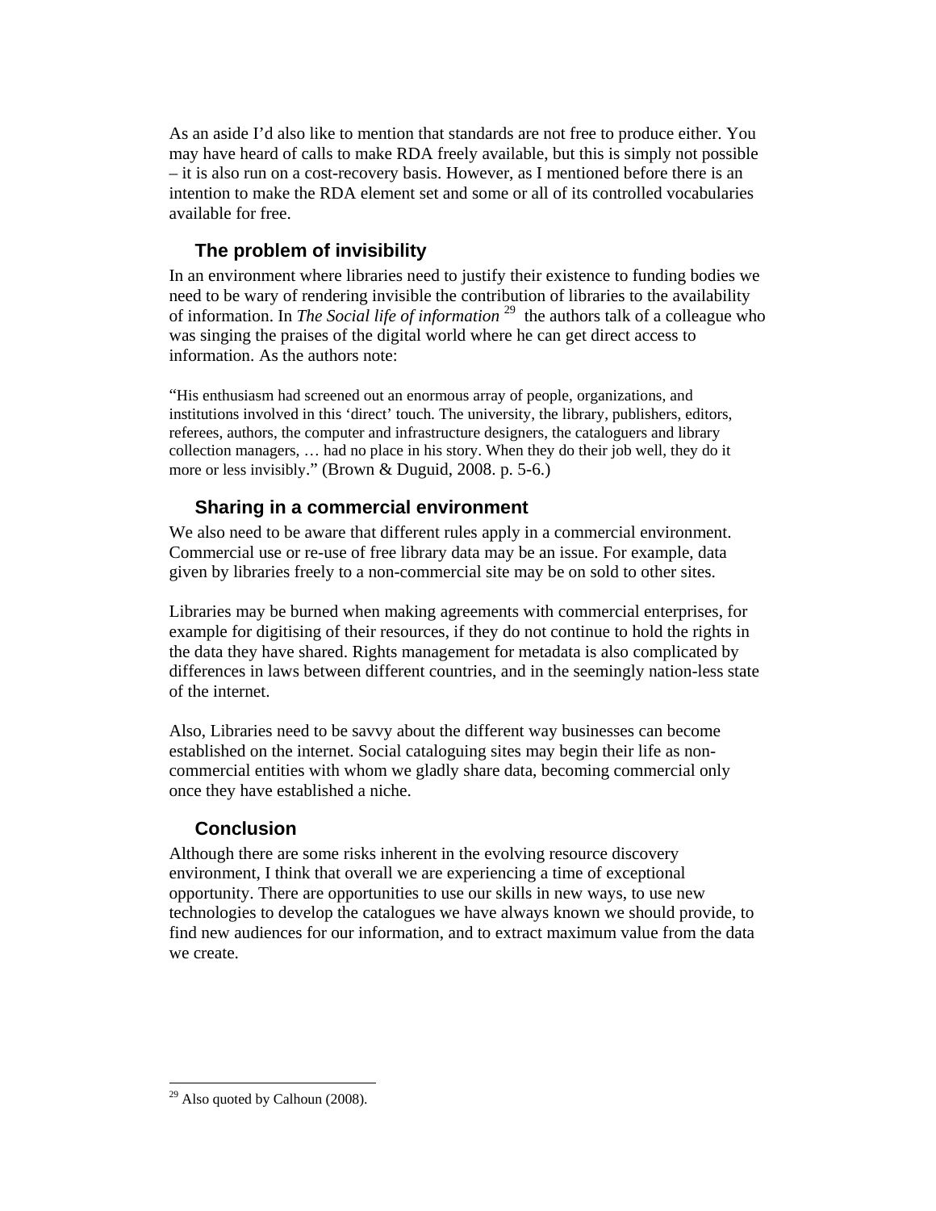As an aside I'd also like to mention that standards are not free to produce either. You may have heard of calls to make RDA freely available, but this is simply not possible – it is also run on a cost-recovery basis. However, as I mentioned before there is an intention to make the RDA element set and some or all of its controlled vocabularies available for free.

## The problem of invisibility

In an environment where libraries need to justify their existence to funding bodies we need to be wary of rendering invisible the contribution of libraries to the availability of information. In *The Social life of information* [29] the authors talk of a colleague who was singing the praises of the digital world where he can get direct access to information. As the authors note:

"His enthusiasm had screened out an enormous array of people, organizations, and institutions involved in this 'direct' touch. The university, the library, publishers, editors, referees, authors, the computer and infrastructure designers, the cataloguers and library collection managers, … had no place in his story. When they do their job well, they do it more or less invisibly." (Brown & Duguid, 2008. p. 5-6.)

## Sharing in a commercial environment

We also need to be aware that different rules apply in a commercial environment. Commercial use or re-use of free library data may be an issue. For example, data given by libraries freely to a non-commercial site may be on sold to other sites.

Libraries may be burned when making agreements with commercial enterprises, for example for digitising of their resources, if they do not continue to hold the rights in the data they have shared. Rights management for metadata is also complicated by differences in laws between different countries, and in the seemingly nation-less state of the internet.

Also, Libraries need to be savvy about the different way businesses can become established on the internet. Social cataloguing sites may begin their life as non-commercial entities with whom we gladly share data, becoming commercial only once they have established a niche.

## Conclusion

Although there are some risks inherent in the evolving resource discovery environment, I think that overall we are experiencing a time of exceptional opportunity. There are opportunities to use our skills in new ways, to use new technologies to develop the catalogues we have always known we should provide, to find new audiences for our information, and to extract maximum value from the data we create.

---

[29] Also quoted by Calhoun (2008).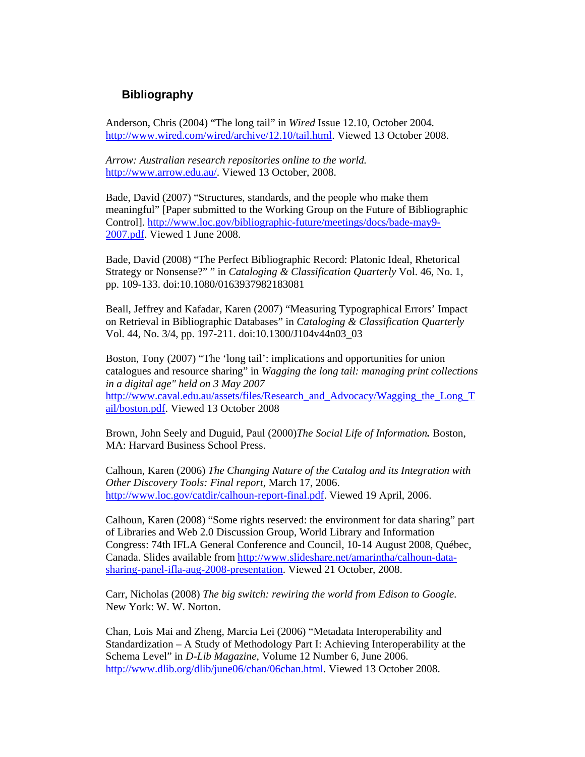## Bibliography

Anderson, Chris (2004) “The long tail” in *Wired* Issue 12.10, October 2004. http://www.wired.com/wired/archive/12.10/tail.html. Viewed 13 October 2008.

*Arrow: Australian research repositories online to the world.* http://www.arrow.edu.au/. Viewed 13 October, 2008.

Bade, David (2007) “Structures, standards, and the people who make them meaningful” [Paper submitted to the Working Group on the Future of Bibliographic Control]. http://www.loc.gov/bibliographic-future/meetings/docs/bade-may9-2007.pdf. Viewed 1 June 2008.

Bade, David (2008) “The Perfect Bibliographic Record: Platonic Ideal, Rhetorical Strategy or Nonsense?” ” in *Cataloging & Classification Quarterly* Vol. 46, No. 1, pp. 109-133. doi:10.1080/01639370802183081

Beall, Jeffrey and Kafadar, Karen (2007) “Measuring Typographical Errors’ Impact on Retrieval in Bibliographic Databases” in *Cataloging & Classification Quarterly* Vol. 44, No. 3/4, pp. 197-211. doi:10.1300/J104v44n03_03

Boston, Tony (2007) “The ‘long tail’: implications and opportunities for union catalogues and resource sharing” in *Wagging the long tail: managing print collections in a digital age" held on 3 May 2007* http://www.caval.edu.au/assets/files/Research_and_Advocacy/Wagging_the_Long_Tail/boston.pdf. Viewed 13 October 2008

Brown, John Seely and Duguid, Paul (2000)*The Social Life of Information.* Boston, MA: Harvard Business School Press.

Calhoun, Karen (2006) *The Changing Nature of the Catalog and its Integration with Other Discovery Tools: Final report*, March 17, 2006. http://www.loc.gov/catdir/calhoun-report-final.pdf. Viewed 19 April, 2006.

Calhoun, Karen (2008) “Some rights reserved: the environment for data sharing” part of Libraries and Web 2.0 Discussion Group, World Library and Information Congress: 74th IFLA General Conference and Council, 10-14 August 2008, Québec, Canada. Slides available from http://www.slideshare.net/amarintha/calhoun-data-sharing-panel-ifla-aug-2008-presentation. Viewed 21 October, 2008.

Carr, Nicholas (2008) *The big switch: rewiring the world from Edison to Google*. New York: W. W. Norton.

Chan, Lois Mai and Zheng, Marcia Lei (2006) “Metadata Interoperability and Standardization – A Study of Methodology Part I: Achieving Interoperability at the Schema Level” in *D-Lib Magazine*, Volume 12 Number 6, June 2006. http://www.dlib.org/dlib/june06/chan/06chan.html. Viewed 13 October 2008.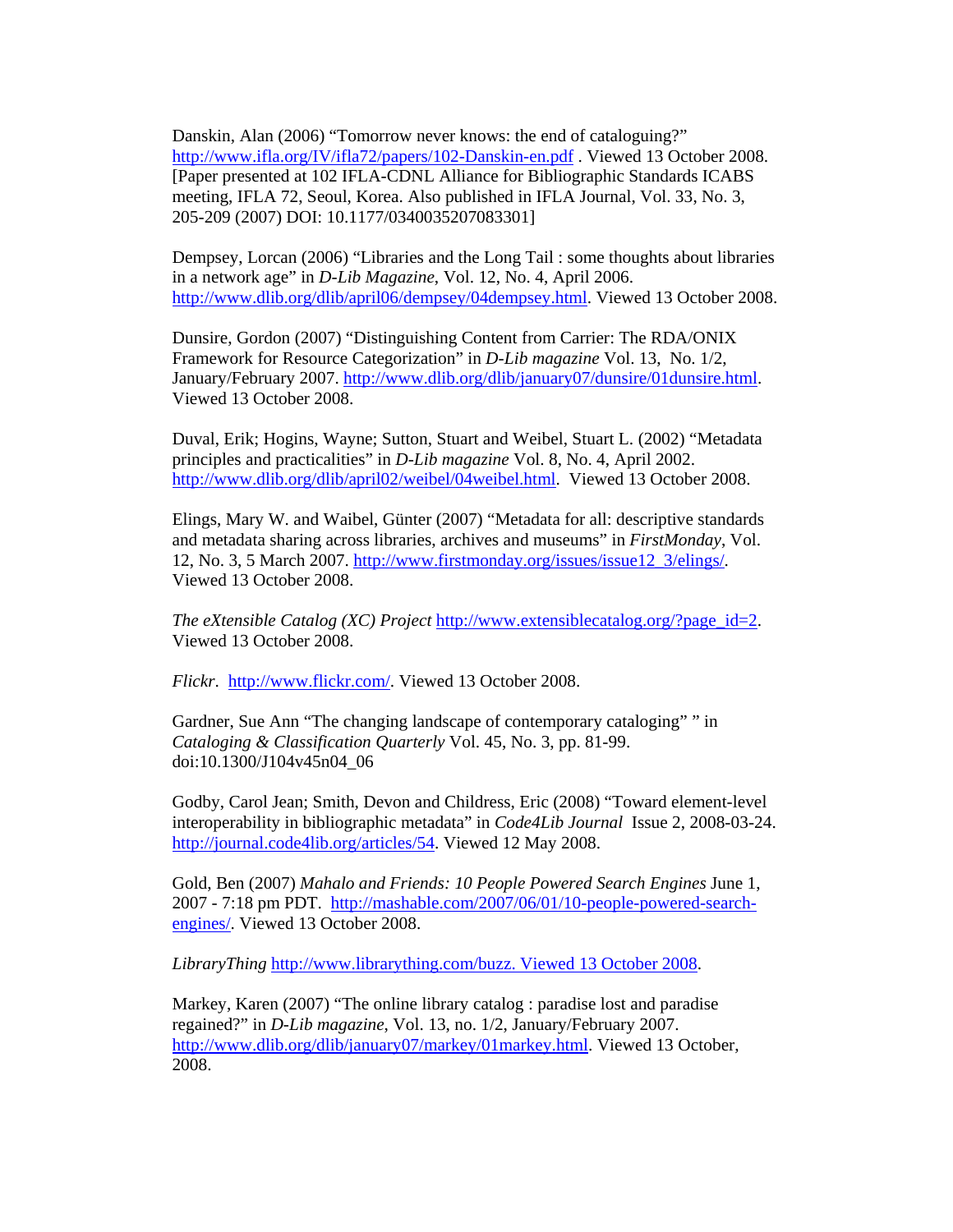Danskin, Alan (2006) “Tomorrow never knows: the end of cataloguing?” http://www.ifla.org/IV/ifla72/papers/102-Danskin-en.pdf . Viewed 13 October 2008. [Paper presented at 102 IFLA-CDNL Alliance for Bibliographic Standards ICABS meeting, IFLA 72, Seoul, Korea. Also published in IFLA Journal, Vol. 33, No. 3, 205-209 (2007) DOI: 10.1177/0340035207083301]

Dempsey, Lorcan (2006) “Libraries and the Long Tail : some thoughts about libraries in a network age” in *D-Lib Magazine*, Vol. 12, No. 4, April 2006. http://www.dlib.org/dlib/april06/dempsey/04dempsey.html. Viewed 13 October 2008.

Dunsire, Gordon (2007) “Distinguishing Content from Carrier: The RDA/ONIX Framework for Resource Categorization” in *D-Lib magazine* Vol. 13, No. 1/2, January/February 2007. http://www.dlib.org/dlib/january07/dunsire/01dunsire.html. Viewed 13 October 2008.

Duval, Erik; Hogins, Wayne; Sutton, Stuart and Weibel, Stuart L. (2002) “Metadata principles and practicalities” in *D-Lib magazine* Vol. 8, No. 4, April 2002. http://www.dlib.org/dlib/april02/weibel/04weibel.html. Viewed 13 October 2008.

Elings, Mary W. and Waibel, Günter (2007) “Metadata for all: descriptive standards and metadata sharing across libraries, archives and museums” in *FirstMonday*, Vol. 12, No. 3, 5 March 2007. http://www.firstmonday.org/issues/issue12_3/elings/. Viewed 13 October 2008.

*The eXtensible Catalog (XC) Project* http://www.extensiblecatalog.org/?page_id=2. Viewed 13 October 2008.

*Flickr*. http://www.flickr.com/. Viewed 13 October 2008.

Gardner, Sue Ann “The changing landscape of contemporary cataloging” ” in *Cataloging & Classification Quarterly* Vol. 45, No. 3, pp. 81-99. doi:10.1300/J104v45n04_06

Godby, Carol Jean; Smith, Devon and Childress, Eric (2008) “Toward element-level interoperability in bibliographic metadata” in *Code4Lib Journal* Issue 2, 2008-03-24. http://journal.code4lib.org/articles/54. Viewed 12 May 2008.

Gold, Ben (2007) *Mahalo and Friends: 10 People Powered Search Engines* June 1, 2007 - 7:18 pm PDT. http://mashable.com/2007/06/01/10-people-powered-search-engines/. Viewed 13 October 2008.

*LibraryThing* http://www.librarything.com/buzz. Viewed 13 October 2008.

Markey, Karen (2007) “The online library catalog : paradise lost and paradise regained?” in *D-Lib magazine*, Vol. 13, no. 1/2, January/February 2007. http://www.dlib.org/dlib/january07/markey/01markey.html. Viewed 13 October, 2008.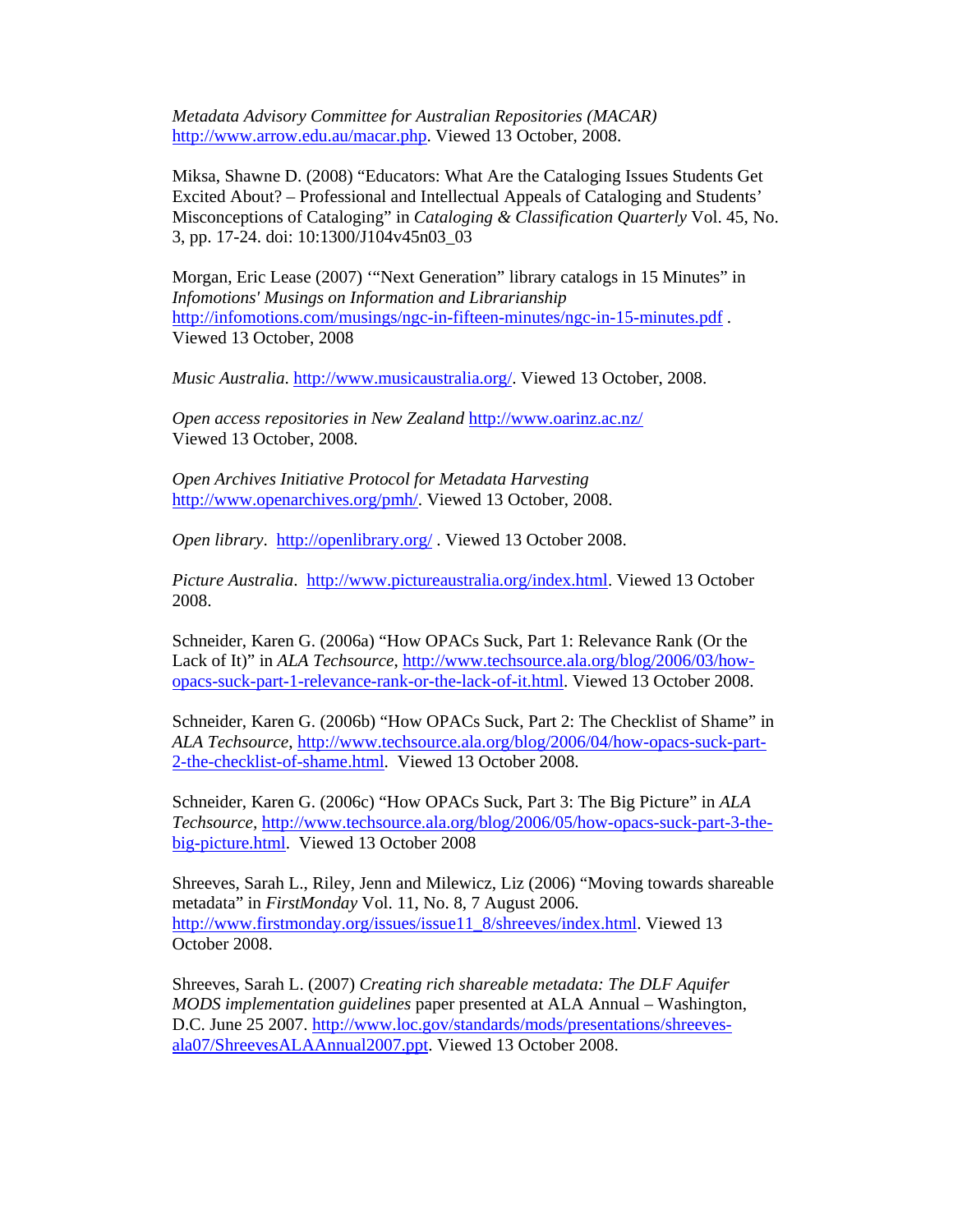*Metadata Advisory Committee for Australian Repositories (MACAR)* http://www.arrow.edu.au/macar.php. Viewed 13 October, 2008.

Miksa, Shawne D. (2008) "Educators: What Are the Cataloging Issues Students Get Excited About? – Professional and Intellectual Appeals of Cataloging and Students' Misconceptions of Cataloging" in *Cataloging & Classification Quarterly* Vol. 45, No. 3, pp. 17-24. doi: 10:1300/J104v45n03_03

Morgan, Eric Lease (2007) '"Next Generation" library catalogs in 15 Minutes" in *Infomotions' Musings on Information and Librarianship* http://infomotions.com/musings/ngc-in-fifteen-minutes/ngc-in-15-minutes.pdf . Viewed 13 October, 2008

*Music Australia*. http://www.musicaustralia.org/. Viewed 13 October, 2008.

*Open access repositories in New Zealand* http://www.oarinz.ac.nz/ Viewed 13 October, 2008.

*Open Archives Initiative Protocol for Metadata Harvesting* http://www.openarchives.org/pmh/. Viewed 13 October, 2008.

*Open library*. http://openlibrary.org/ . Viewed 13 October 2008.

*Picture Australia*. http://www.pictureaustralia.org/index.html. Viewed 13 October 2008.

Schneider, Karen G. (2006a) "How OPACs Suck, Part 1: Relevance Rank (Or the Lack of It)" in *ALA Techsource*, http://www.techsource.ala.org/blog/2006/03/how-opacs-suck-part-1-relevance-rank-or-the-lack-of-it.html. Viewed 13 October 2008.

Schneider, Karen G. (2006b) "How OPACs Suck, Part 2: The Checklist of Shame" in *ALA Techsource*, http://www.techsource.ala.org/blog/2006/04/how-opacs-suck-part-2-the-checklist-of-shame.html. Viewed 13 October 2008.

Schneider, Karen G. (2006c) "How OPACs Suck, Part 3: The Big Picture" in *ALA Techsource*, http://www.techsource.ala.org/blog/2006/05/how-opacs-suck-part-3-the-big-picture.html. Viewed 13 October 2008

Shreeves, Sarah L., Riley, Jenn and Milewicz, Liz (2006) "Moving towards shareable metadata" in *FirstMonday* Vol. 11, No. 8, 7 August 2006. http://www.firstmonday.org/issues/issue11_8/shreeves/index.html. Viewed 13 October 2008.

Shreeves, Sarah L. (2007) *Creating rich shareable metadata: The DLF Aquifer MODS implementation guidelines* paper presented at ALA Annual – Washington, D.C. June 25 2007. http://www.loc.gov/standards/mods/presentations/shreeves-ala07/ShreevesALAAnnual2007.ppt. Viewed 13 October 2008.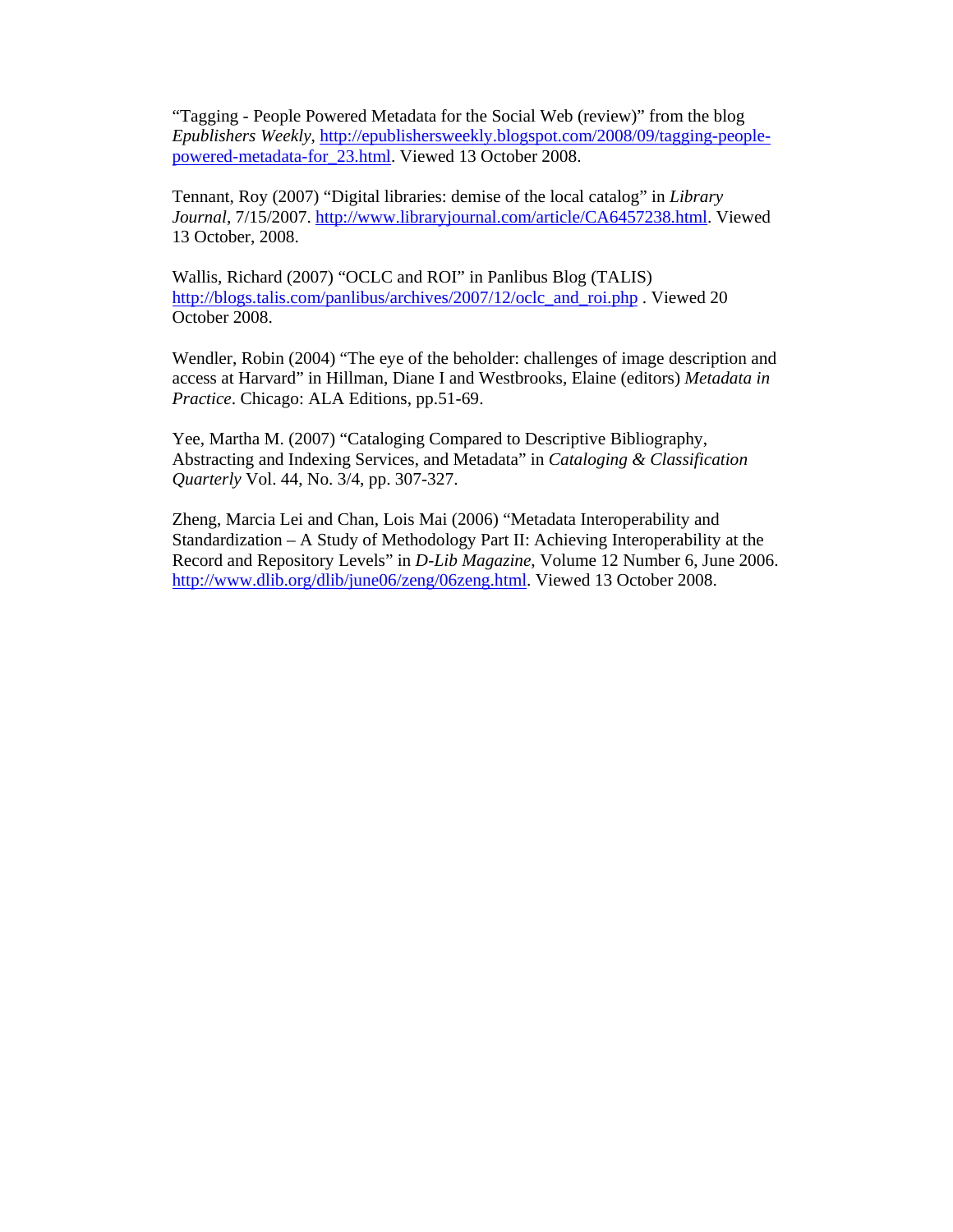"Tagging - People Powered Metadata for the Social Web (review)" from the blog *Epublishers Weekly*, http://epublishersweekly.blogspot.com/2008/09/tagging-people-powered-metadata-for_23.html. Viewed 13 October 2008.

Tennant, Roy (2007) "Digital libraries: demise of the local catalog" in *Library Journal*, 7/15/2007. http://www.libraryjournal.com/article/CA6457238.html. Viewed 13 October, 2008.

Wallis, Richard (2007) "OCLC and ROI" in Panlibus Blog (TALIS) http://blogs.talis.com/panlibus/archives/2007/12/oclc_and_roi.php . Viewed 20 October 2008.

Wendler, Robin (2004) "The eye of the beholder: challenges of image description and access at Harvard" in Hillman, Diane I and Westbrooks, Elaine (editors) *Metadata in Practice*. Chicago: ALA Editions, pp.51-69.

Yee, Martha M. (2007) "Cataloging Compared to Descriptive Bibliography, Abstracting and Indexing Services, and Metadata" in *Cataloging & Classification Quarterly* Vol. 44, No. 3/4, pp. 307-327.

Zheng, Marcia Lei and Chan, Lois Mai (2006) "Metadata Interoperability and Standardization – A Study of Methodology Part II: Achieving Interoperability at the Record and Repository Levels" in *D-Lib Magazine*, Volume 12 Number 6, June 2006. http://www.dlib.org/dlib/june06/zeng/06zeng.html. Viewed 13 October 2008.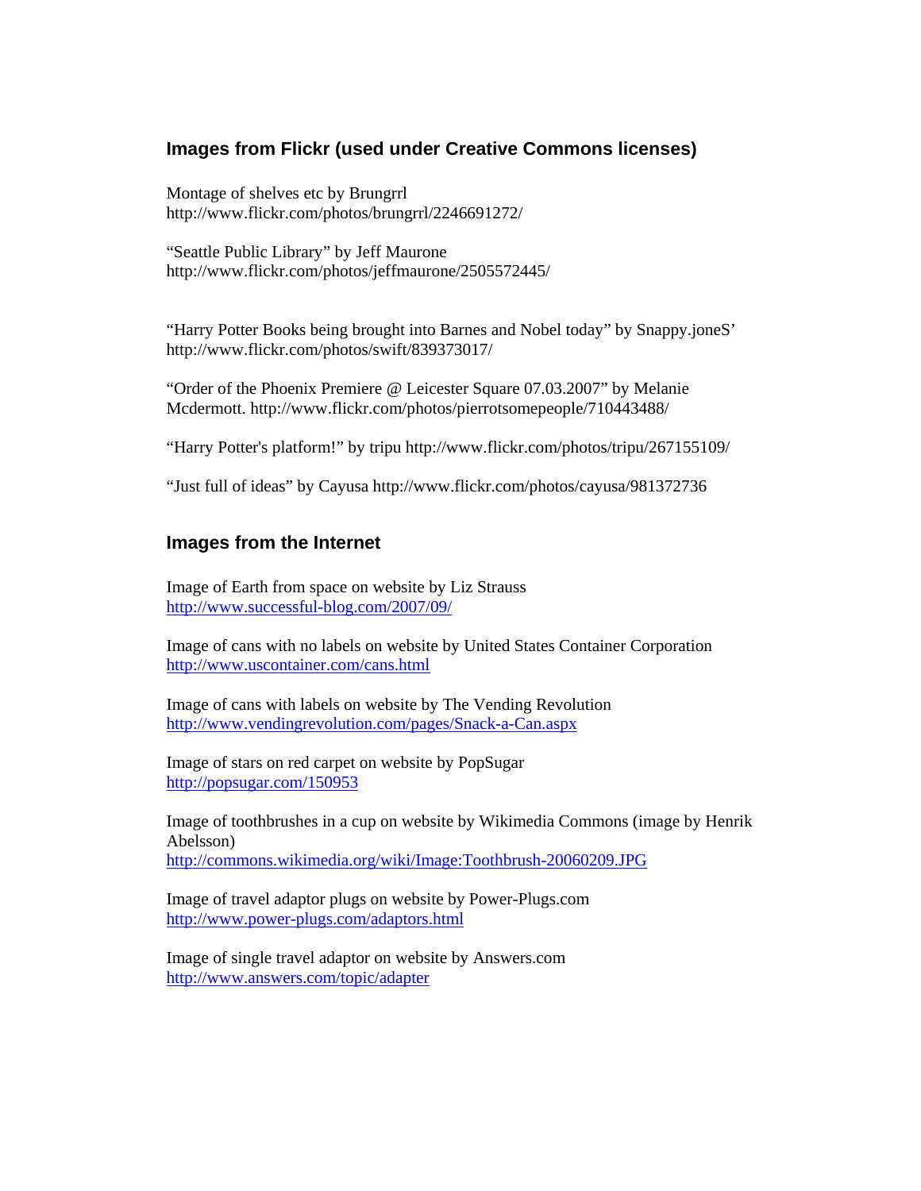## Images from Flickr (used under Creative Commons licenses)

Montage of shelves etc by Brungrrl
http://www.flickr.com/photos/brungrrl/2246691272/

“Seattle Public Library” by Jeff Maurone
http://www.flickr.com/photos/jeffmaurone/2505572445/

“Harry Potter Books being brought into Barnes and Nobel today” by Snappy.joneS’
http://www.flickr.com/photos/swift/839373017/

“Order of the Phoenix Premiere @ Leicester Square 07.03.2007” by Melanie Mcdermott. http://www.flickr.com/photos/pierrotsomepeople/710443488/

“Harry Potter's platform!” by tripu http://www.flickr.com/photos/tripu/267155109/

“Just full of ideas” by Cayusa http://www.flickr.com/photos/cayusa/981372736

## Images from the Internet

Image of Earth from space on website by Liz Strauss
http://www.successful-blog.com/2007/09/

Image of cans with no labels on website by United States Container Corporation
http://www.uscontainer.com/cans.html

Image of cans with labels on website by The Vending Revolution
http://www.vendingrevolution.com/pages/Snack-a-Can.aspx

Image of stars on red carpet on website by PopSugar
http://popsugar.com/150953

Image of toothbrushes in a cup on website by Wikimedia Commons (image by Henrik Abelsson)
http://commons.wikimedia.org/wiki/Image:Toothbrush-20060209.JPG

Image of travel adaptor plugs on website by Power-Plugs.com
http://www.power-plugs.com/adaptors.html

Image of single travel adaptor on website by Answers.com
http://www.answers.com/topic/adapter